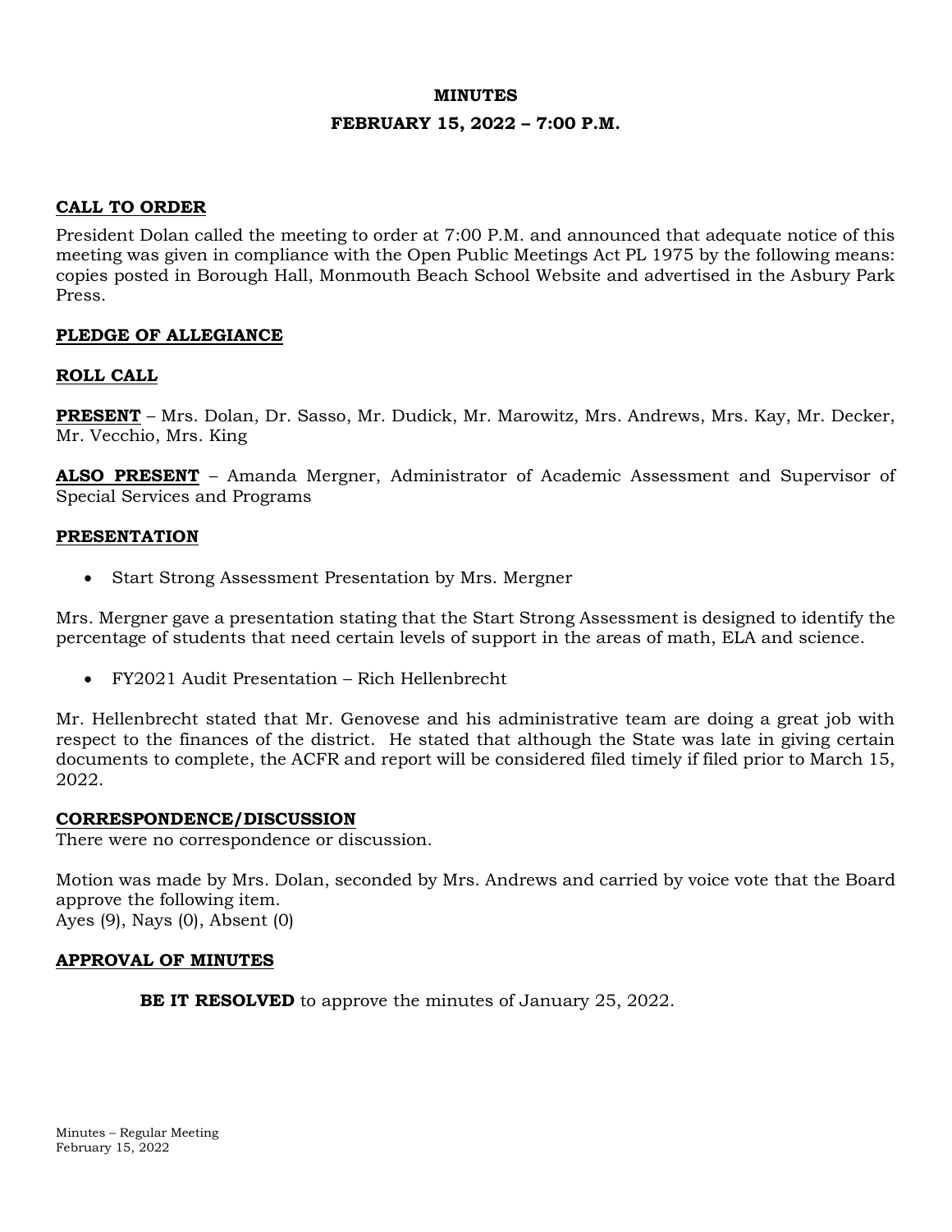# MINUTES

## FEBRUARY 15, 2022 – 7:00 P.M.

**CALL TO ORDER**

President Dolan called the meeting to order at 7:00 P.M. and announced that adequate notice of this meeting was given in compliance with the Open Public Meetings Act PL 1975 by the following means: copies posted in Borough Hall, Monmouth Beach School Website and advertised in the Asbury Park Press.

**PLEDGE OF ALLEGIANCE**

**ROLL CALL**

**PRESENT** – Mrs. Dolan, Dr. Sasso, Mr. Dudick, Mr. Marowitz, Mrs. Andrews, Mrs. Kay, Mr. Decker, Mr. Vecchio, Mrs. King

**ALSO PRESENT** – Amanda Mergner, Administrator of Academic Assessment and Supervisor of Special Services and Programs

**PRESENTATION**

- Start Strong Assessment Presentation by Mrs. Mergner

Mrs. Mergner gave a presentation stating that the Start Strong Assessment is designed to identify the percentage of students that need certain levels of support in the areas of math, ELA and science.

- FY2021 Audit Presentation – Rich Hellenbrecht

Mr. Hellenbrecht stated that Mr. Genovese and his administrative team are doing a great job with respect to the finances of the district. He stated that although the State was late in giving certain documents to complete, the ACFR and report will be considered filed timely if filed prior to March 15, 2022.

**CORRESPONDENCE/DISCUSSION**

There were no correspondence or discussion.

Motion was made by Mrs. Dolan, seconded by Mrs. Andrews and carried by voice vote that the Board approve the following item.
Ayes (9), Nays (0), Absent (0)

**APPROVAL OF MINUTES**

**BE IT RESOLVED** to approve the minutes of January 25, 2022.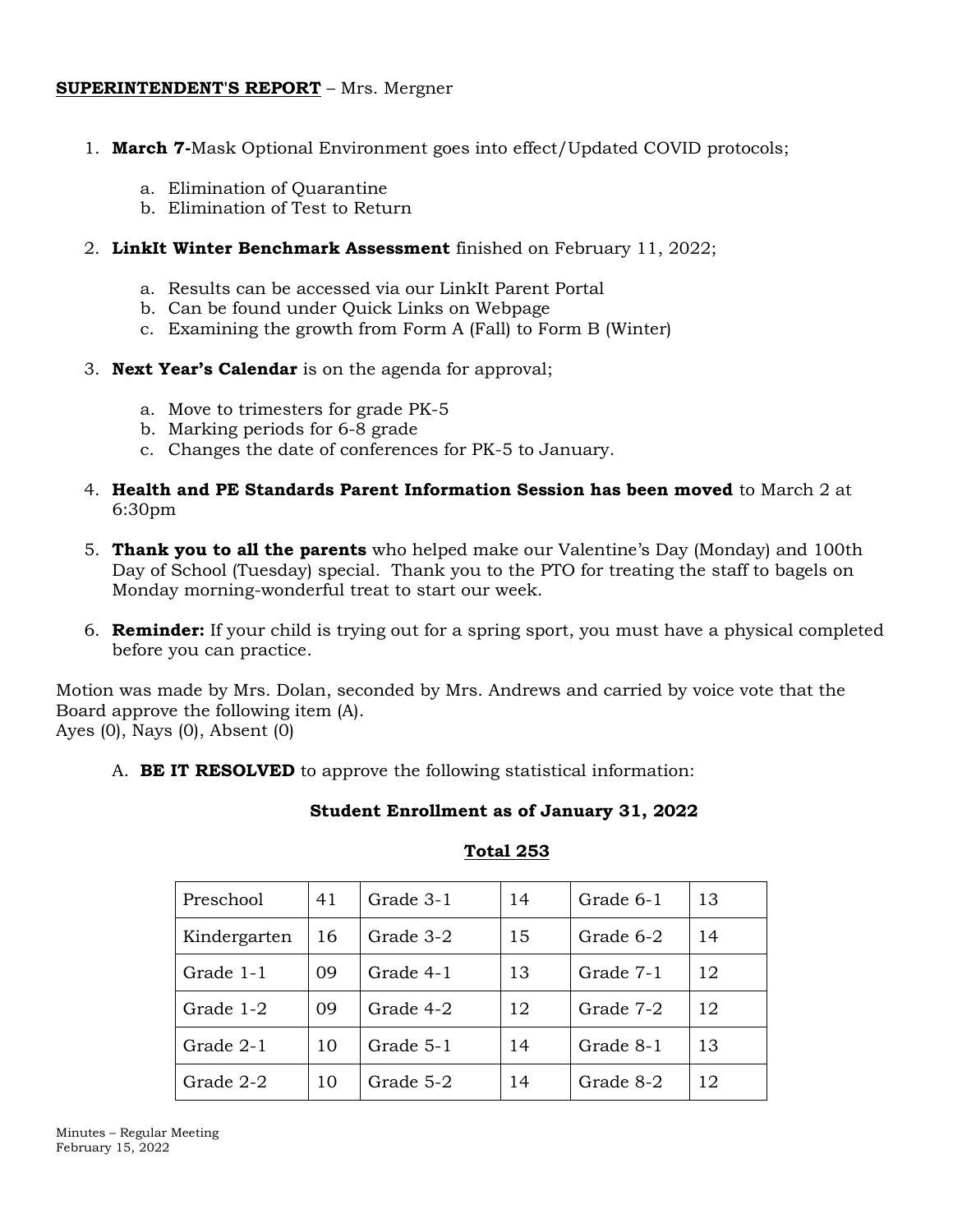**SUPERINTENDENT'S REPORT** – Mrs. Mergner

1. **March 7-**Mask Optional Environment goes into effect/Updated COVID protocols;
    a. Elimination of Quarantine
    b. Elimination of Test to Return
2. **LinkIt Winter Benchmark Assessment** finished on February 11, 2022;
    a. Results can be accessed via our LinkIt Parent Portal
    b. Can be found under Quick Links on Webpage
    c. Examining the growth from Form A (Fall) to Form B (Winter)
3. **Next Year's Calendar** is on the agenda for approval;
    a. Move to trimesters for grade PK-5
    b. Marking periods for 6-8 grade
    c. Changes the date of conferences for PK-5 to January.
4. **Health and PE Standards Parent Information Session has been moved** to March 2 at 6:30pm
5. **Thank you to all the parents** who helped make our Valentine's Day (Monday) and 100th Day of School (Tuesday) special. Thank you to the PTO for treating the staff to bagels on Monday morning-wonderful treat to start our week.
6. **Reminder:** If your child is trying out for a spring sport, you must have a physical completed before you can practice.

Motion was made by Mrs. Dolan, seconded by Mrs. Andrews and carried by voice vote that the Board approve the following item (A).
Ayes (0), Nays (0), Absent (0)

A. **BE IT RESOLVED** to approve the following statistical information:

**Student Enrollment as of January 31, 2022**

**Total 253**

| Preschool | 41 | Grade 3-1 | 14 | Grade 6-1 | 13 |
|---|---|---|---|---|---|
| Kindergarten | 16 | Grade 3-2 | 15 | Grade 6-2 | 14 |
| Grade 1-1 | 09 | Grade 4-1 | 13 | Grade 7-1 | 12 |
| Grade 1-2 | 09 | Grade 4-2 | 12 | Grade 7-2 | 12 |
| Grade 2-1 | 10 | Grade 5-1 | 14 | Grade 8-1 | 13 |
| Grade 2-2 | 10 | Grade 5-2 | 14 | Grade 8-2 | 12 |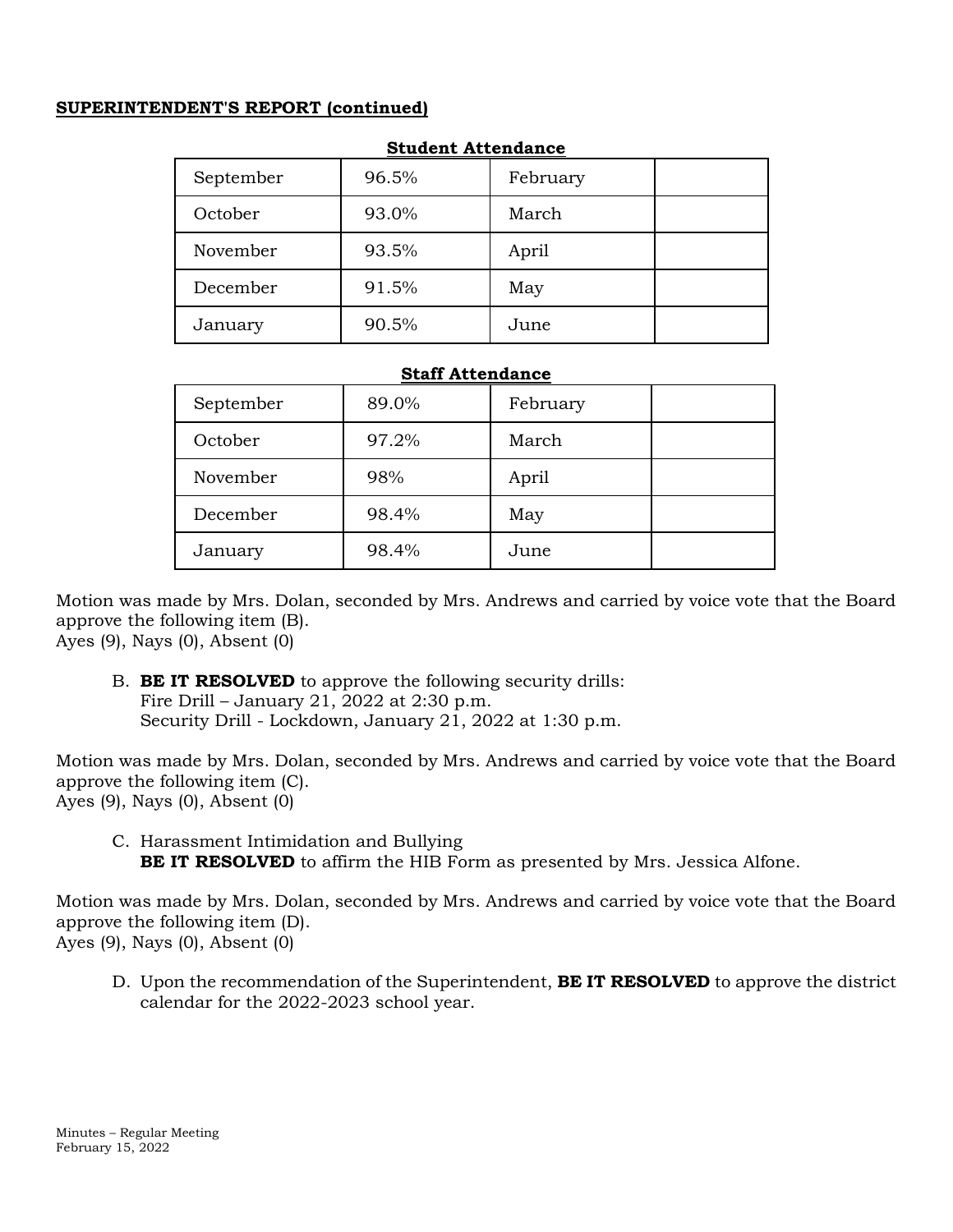**SUPERINTENDENT'S REPORT (continued)**

**Student Attendance**

| | | | |
|---|---|---|---|
| September | 96.5% | February | |
| October | 93.0% | March | |
| November | 93.5% | April | |
| December | 91.5% | May | |
| January | 90.5% | June | |

**Staff Attendance**

| | | | |
|---|---|---|---|
| September | 89.0% | February | |
| October | 97.2% | March | |
| November | 98% | April | |
| December | 98.4% | May | |
| January | 98.4% | June | |

Motion was made by Mrs. Dolan, seconded by Mrs. Andrews and carried by voice vote that the Board approve the following item (B).
Ayes (9), Nays (0), Absent (0)

B. **BE IT RESOLVED** to approve the following security drills:
Fire Drill – January 21, 2022 at 2:30 p.m.
Security Drill - Lockdown, January 21, 2022 at 1:30 p.m.

Motion was made by Mrs. Dolan, seconded by Mrs. Andrews and carried by voice vote that the Board approve the following item (C).
Ayes (9), Nays (0), Absent (0)

C. Harassment Intimidation and Bullying
**BE IT RESOLVED** to affirm the HIB Form as presented by Mrs. Jessica Alfone.

Motion was made by Mrs. Dolan, seconded by Mrs. Andrews and carried by voice vote that the Board approve the following item (D).
Ayes (9), Nays (0), Absent (0)

D. Upon the recommendation of the Superintendent, **BE IT RESOLVED** to approve the district calendar for the 2022-2023 school year.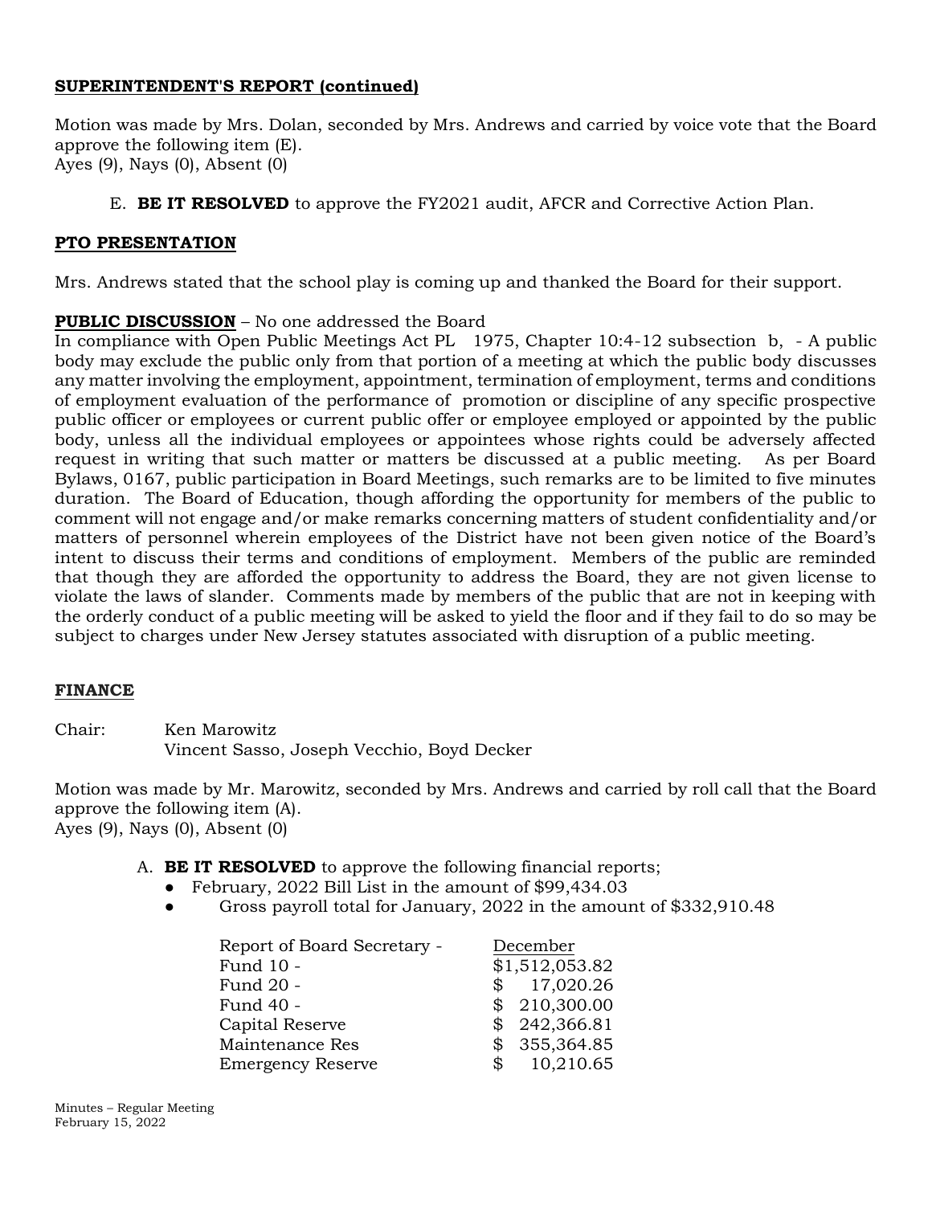**SUPERINTENDENT'S REPORT (continued)**

Motion was made by Mrs. Dolan, seconded by Mrs. Andrews and carried by voice vote that the Board approve the following item (E).
Ayes (9), Nays (0), Absent (0)

E. **BE IT RESOLVED** to approve the FY2021 audit, AFCR and Corrective Action Plan.

**PTO PRESENTATION**

Mrs. Andrews stated that the school play is coming up and thanked the Board for their support.

**PUBLIC DISCUSSION** – No one addressed the Board

In compliance with Open Public Meetings Act PL 1975, Chapter 10:4-12 subsection b, - A public body may exclude the public only from that portion of a meeting at which the public body discusses any matter involving the employment, appointment, termination of employment, terms and conditions of employment evaluation of the performance of promotion or discipline of any specific prospective public officer or employees or current public offer or employee employed or appointed by the public body, unless all the individual employees or appointees whose rights could be adversely affected request in writing that such matter or matters be discussed at a public meeting. As per Board Bylaws, 0167, public participation in Board Meetings, such remarks are to be limited to five minutes duration. The Board of Education, though affording the opportunity for members of the public to comment will not engage and/or make remarks concerning matters of student confidentiality and/or matters of personnel wherein employees of the District have not been given notice of the Board's intent to discuss their terms and conditions of employment. Members of the public are reminded that though they are afforded the opportunity to address the Board, they are not given license to violate the laws of slander. Comments made by members of the public that are not in keeping with the orderly conduct of a public meeting will be asked to yield the floor and if they fail to do so may be subject to charges under New Jersey statutes associated with disruption of a public meeting.

**FINANCE**

Chair: Ken Marowitz
Vincent Sasso, Joseph Vecchio, Boyd Decker

Motion was made by Mr. Marowitz, seconded by Mrs. Andrews and carried by roll call that the Board approve the following item (A).
Ayes (9), Nays (0), Absent (0)

A. **BE IT RESOLVED** to approve the following financial reports;
   - February, 2022 Bill List in the amount of $99,434.03
   - Gross payroll total for January, 2022 in the amount of $332,910.48

| Report of Board Secretary - | December |
|---|---|
| Fund 10 - | $1,512,053.82 |
| Fund 20 - | $ 17,020.26 |
| Fund 40 - | $ 210,300.00 |
| Capital Reserve | $ 242,366.81 |
| Maintenance Res | $ 355,364.85 |
| Emergency Reserve | $ 10,210.65 |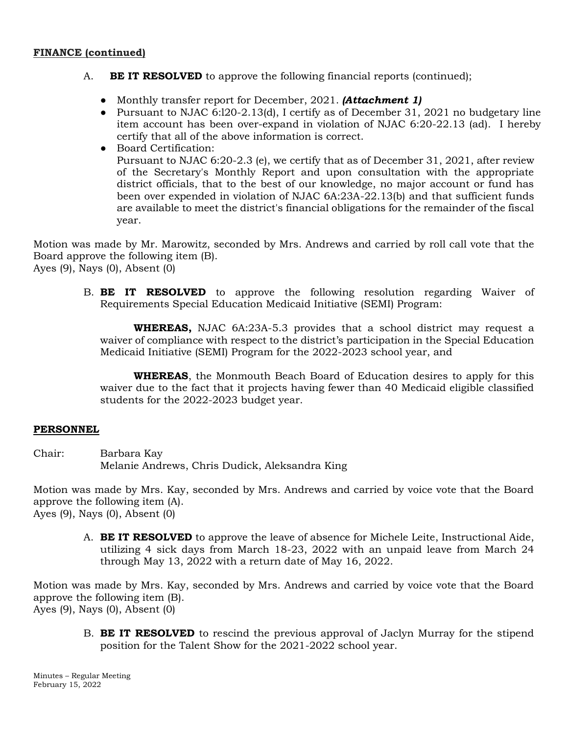**FINANCE (continued)**

A. **BE IT RESOLVED** to approve the following financial reports (continued);

- Monthly transfer report for December, 2021. ***(Attachment 1)***
- Pursuant to NJAC 6:l20-2.13(d), I certify as of December 31, 2021 no budgetary line item account has been over-expand in violation of NJAC 6:20-22.13 (ad). I hereby certify that all of the above information is correct.
- Board Certification:
  Pursuant to NJAC 6:20-2.3 (e), we certify that as of December 31, 2021, after review of the Secretary's Monthly Report and upon consultation with the appropriate district officials, that to the best of our knowledge, no major account or fund has been over expended in violation of NJAC 6A:23A-22.13(b) and that sufficient funds are available to meet the district's financial obligations for the remainder of the fiscal year.

Motion was made by Mr. Marowitz, seconded by Mrs. Andrews and carried by roll call vote that the Board approve the following item (B).
Ayes (9), Nays (0), Absent (0)

B. **BE IT RESOLVED** to approve the following resolution regarding Waiver of Requirements Special Education Medicaid Initiative (SEMI) Program:

**WHEREAS,** NJAC 6A:23A-5.3 provides that a school district may request a waiver of compliance with respect to the district's participation in the Special Education Medicaid Initiative (SEMI) Program for the 2022-2023 school year, and

**WHEREAS**, the Monmouth Beach Board of Education desires to apply for this waiver due to the fact that it projects having fewer than 40 Medicaid eligible classified students for the 2022-2023 budget year.

**PERSONNEL**

Chair: Barbara Kay
Melanie Andrews, Chris Dudick, Aleksandra King

Motion was made by Mrs. Kay, seconded by Mrs. Andrews and carried by voice vote that the Board approve the following item (A).
Ayes (9), Nays (0), Absent (0)

A. **BE IT RESOLVED** to approve the leave of absence for Michele Leite, Instructional Aide, utilizing 4 sick days from March 18-23, 2022 with an unpaid leave from March 24 through May 13, 2022 with a return date of May 16, 2022.

Motion was made by Mrs. Kay, seconded by Mrs. Andrews and carried by voice vote that the Board approve the following item (B).
Ayes (9), Nays (0), Absent (0)

B. **BE IT RESOLVED** to rescind the previous approval of Jaclyn Murray for the stipend position for the Talent Show for the 2021-2022 school year.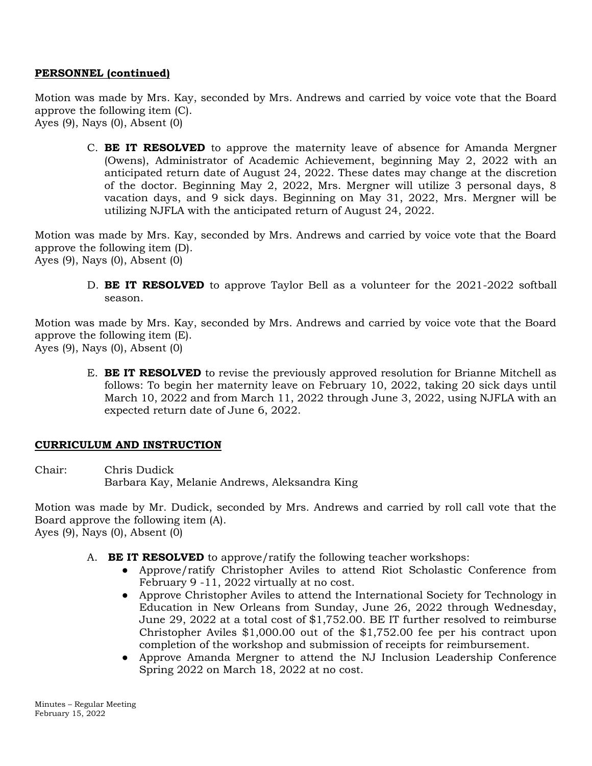**PERSONNEL (continued)**

Motion was made by Mrs. Kay, seconded by Mrs. Andrews and carried by voice vote that the Board approve the following item (C).
Ayes (9), Nays (0), Absent (0)

C. **BE IT RESOLVED** to approve the maternity leave of absence for Amanda Mergner (Owens), Administrator of Academic Achievement, beginning May 2, 2022 with an anticipated return date of August 24, 2022. These dates may change at the discretion of the doctor. Beginning May 2, 2022, Mrs. Mergner will utilize 3 personal days, 8 vacation days, and 9 sick days. Beginning on May 31, 2022, Mrs. Mergner will be utilizing NJFLA with the anticipated return of August 24, 2022.

Motion was made by Mrs. Kay, seconded by Mrs. Andrews and carried by voice vote that the Board approve the following item (D).
Ayes (9), Nays (0), Absent (0)

D. **BE IT RESOLVED** to approve Taylor Bell as a volunteer for the 2021-2022 softball season.

Motion was made by Mrs. Kay, seconded by Mrs. Andrews and carried by voice vote that the Board approve the following item (E).
Ayes (9), Nays (0), Absent (0)

E. **BE IT RESOLVED** to revise the previously approved resolution for Brianne Mitchell as follows: To begin her maternity leave on February 10, 2022, taking 20 sick days until March 10, 2022 and from March 11, 2022 through June 3, 2022, using NJFLA with an expected return date of June 6, 2022.

**CURRICULUM AND INSTRUCTION**

Chair: Chris Dudick
Barbara Kay, Melanie Andrews, Aleksandra King

Motion was made by Mr. Dudick, seconded by Mrs. Andrews and carried by roll call vote that the Board approve the following item (A).
Ayes (9), Nays (0), Absent (0)

A. **BE IT RESOLVED** to approve/ratify the following teacher workshops:
- Approve/ratify Christopher Aviles to attend Riot Scholastic Conference from February 9 -11, 2022 virtually at no cost.
- Approve Christopher Aviles to attend the International Society for Technology in Education in New Orleans from Sunday, June 26, 2022 through Wednesday, June 29, 2022 at a total cost of $1,752.00. BE IT further resolved to reimburse Christopher Aviles $1,000.00 out of the $1,752.00 fee per his contract upon completion of the workshop and submission of receipts for reimbursement.
- Approve Amanda Mergner to attend the NJ Inclusion Leadership Conference Spring 2022 on March 18, 2022 at no cost.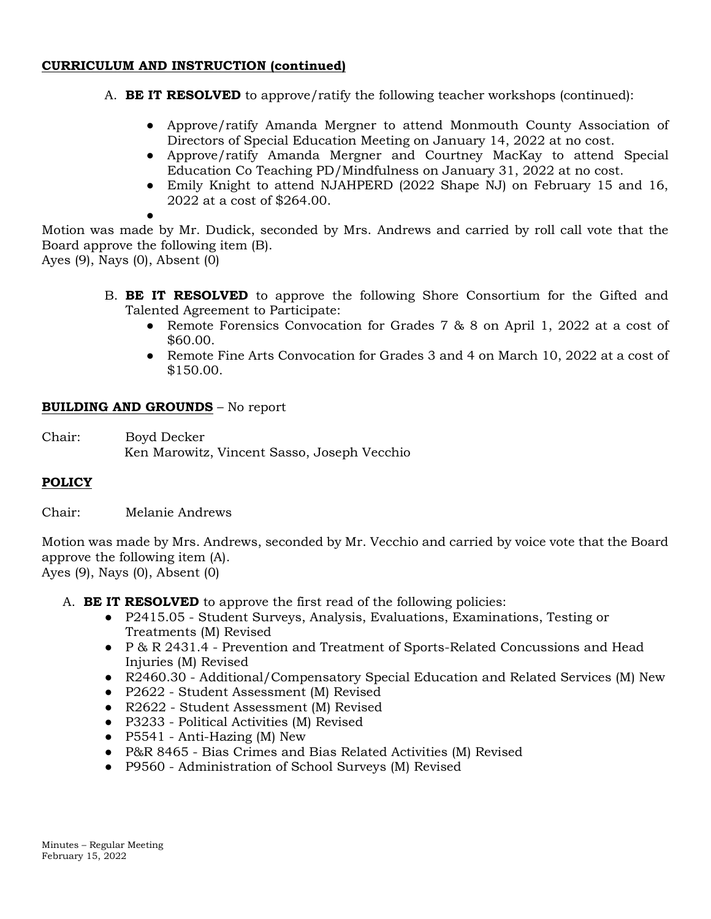**CURRICULUM AND INSTRUCTION (continued)**

A. **BE IT RESOLVED** to approve/ratify the following teacher workshops (continued):

- Approve/ratify Amanda Mergner to attend Monmouth County Association of Directors of Special Education Meeting on January 14, 2022 at no cost.
- Approve/ratify Amanda Mergner and Courtney MacKay to attend Special Education Co Teaching PD/Mindfulness on January 31, 2022 at no cost.
- Emily Knight to attend NJAHPERD (2022 Shape NJ) on February 15 and 16, 2022 at a cost of $264.00.
- 

Motion was made by Mr. Dudick, seconded by Mrs. Andrews and carried by roll call vote that the Board approve the following item (B).
Ayes (9), Nays (0), Absent (0)

B. **BE IT RESOLVED** to approve the following Shore Consortium for the Gifted and Talented Agreement to Participate:
- Remote Forensics Convocation for Grades 7 & 8 on April 1, 2022 at a cost of $60.00.
- Remote Fine Arts Convocation for Grades 3 and 4 on March 10, 2022 at a cost of $150.00.

**BUILDING AND GROUNDS** – No report

Chair: Boyd Decker
Ken Marowitz, Vincent Sasso, Joseph Vecchio

**POLICY**

Chair: Melanie Andrews

Motion was made by Mrs. Andrews, seconded by Mr. Vecchio and carried by voice vote that the Board approve the following item (A).
Ayes (9), Nays (0), Absent (0)

A. **BE IT RESOLVED** to approve the first read of the following policies:
- P2415.05 - Student Surveys, Analysis, Evaluations, Examinations, Testing or Treatments (M) Revised
- P & R 2431.4 - Prevention and Treatment of Sports-Related Concussions and Head Injuries (M) Revised
- R2460.30 - Additional/Compensatory Special Education and Related Services (M) New
- P2622 - Student Assessment (M) Revised
- R2622 - Student Assessment (M) Revised
- P3233 - Political Activities (M) Revised
- P5541 - Anti-Hazing (M) New
- P&R 8465 - Bias Crimes and Bias Related Activities (M) Revised
- P9560 - Administration of School Surveys (M) Revised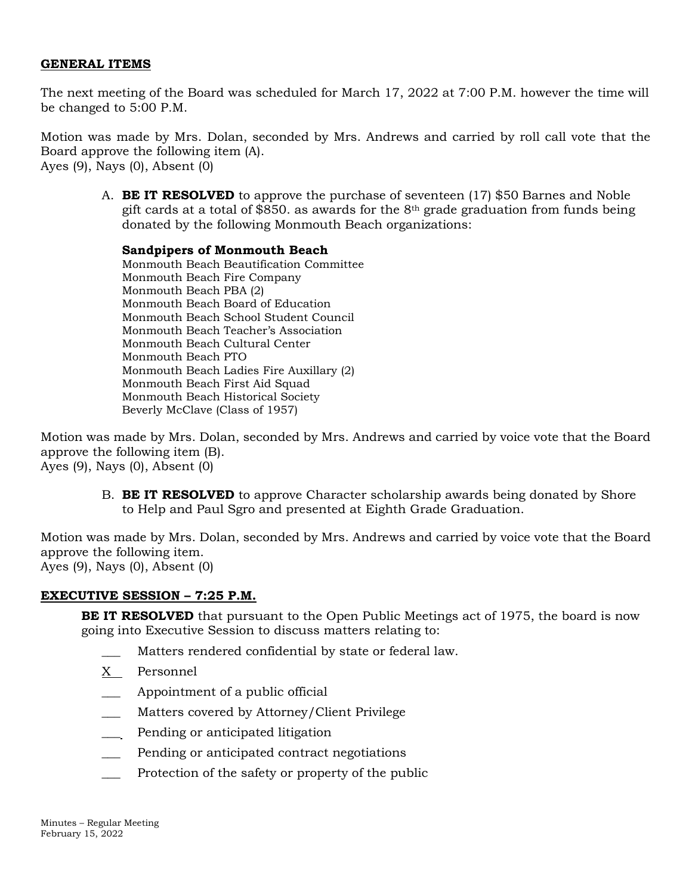**GENERAL ITEMS**

The next meeting of the Board was scheduled for March 17, 2022 at 7:00 P.M. however the time will be changed to 5:00 P.M.

Motion was made by Mrs. Dolan, seconded by Mrs. Andrews and carried by roll call vote that the Board approve the following item (A).
Ayes (9), Nays (0), Absent (0)

A. **BE IT RESOLVED** to approve the purchase of seventeen (17) $50 Barnes and Noble gift cards at a total of $850. as awards for the 8th grade graduation from funds being donated by the following Monmouth Beach organizations:

   **Sandpipers of Monmouth Beach**
   Monmouth Beach Beautification Committee
   Monmouth Beach Fire Company
   Monmouth Beach PBA (2)
   Monmouth Beach Board of Education
   Monmouth Beach School Student Council
   Monmouth Beach Teacher's Association
   Monmouth Beach Cultural Center
   Monmouth Beach PTO
   Monmouth Beach Ladies Fire Auxillary (2)
   Monmouth Beach First Aid Squad
   Monmouth Beach Historical Society
   Beverly McClave (Class of 1957)

Motion was made by Mrs. Dolan, seconded by Mrs. Andrews and carried by voice vote that the Board approve the following item (B).
Ayes (9), Nays (0), Absent (0)

B. **BE IT RESOLVED** to approve Character scholarship awards being donated by Shore to Help and Paul Sgro and presented at Eighth Grade Graduation.

Motion was made by Mrs. Dolan, seconded by Mrs. Andrews and carried by voice vote that the Board approve the following item.
Ayes (9), Nays (0), Absent (0)

**EXECUTIVE SESSION – 7:25 P.M.**

**BE IT RESOLVED** that pursuant to the Open Public Meetings act of 1975, the board is now going into Executive Session to discuss matters relating to:

- ___ Matters rendered confidential by state or federal law.
- X Personnel
- ___ Appointment of a public official
- ___ Matters covered by Attorney/Client Privilege
- ___ Pending or anticipated litigation
- ___ Pending or anticipated contract negotiations
- ___ Protection of the safety or property of the public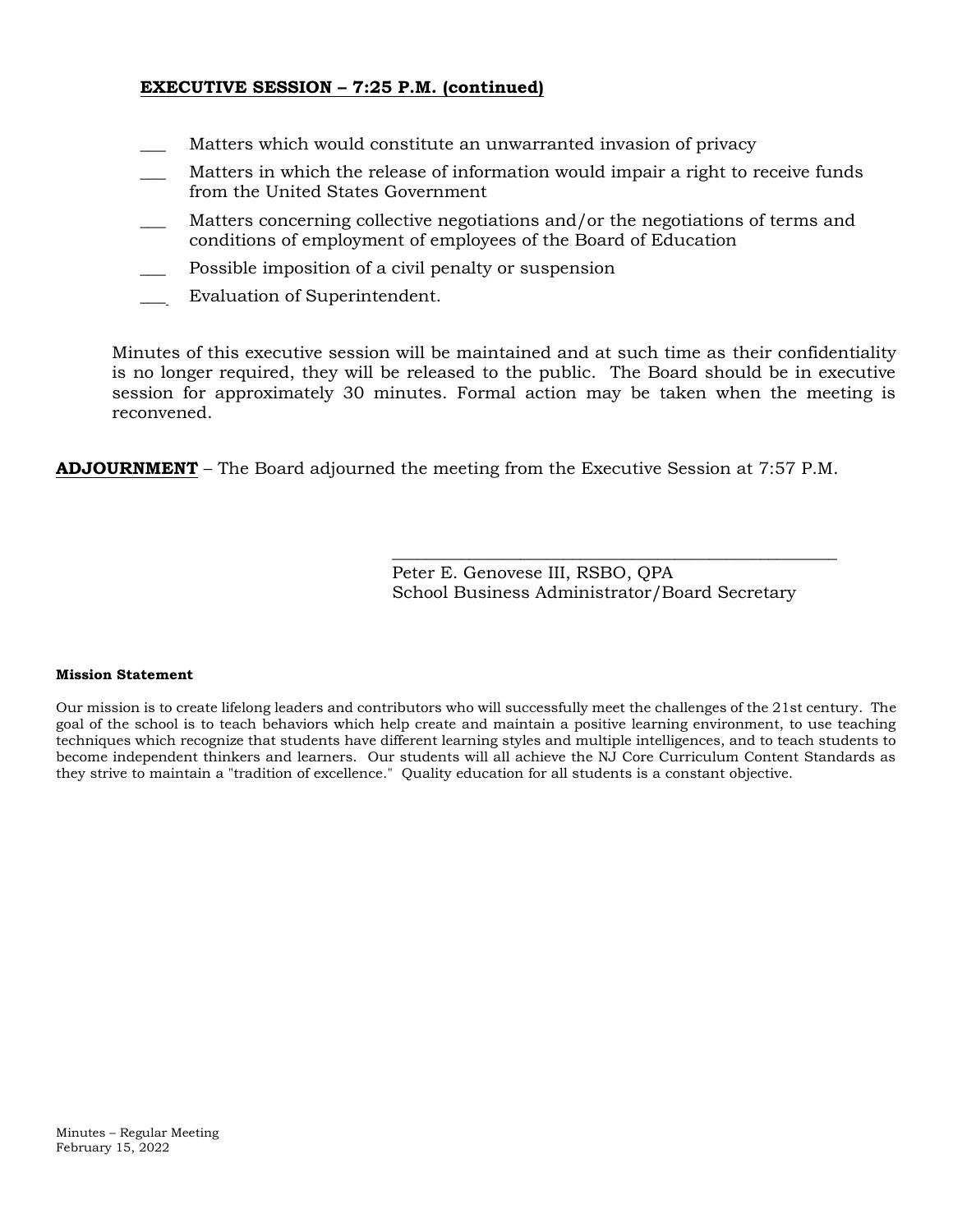**EXECUTIVE SESSION – 7:25 P.M. (continued)**

- ___ Matters which would constitute an unwarranted invasion of privacy
- ___ Matters in which the release of information would impair a right to receive funds from the United States Government
- ___ Matters concerning collective negotiations and/or the negotiations of terms and conditions of employment of employees of the Board of Education
- ___ Possible imposition of a civil penalty or suspension
- ___ Evaluation of Superintendent.

Minutes of this executive session will be maintained and at such time as their confidentiality is no longer required, they will be released to the public. The Board should be in executive session for approximately 30 minutes. Formal action may be taken when the meeting is reconvened.

**ADJOURNMENT** – The Board adjourned the meeting from the Executive Session at 7:57 P.M.

_______________________________________________

Peter E. Genovese III, RSBO, QPA
School Business Administrator/Board Secretary

**Mission Statement**

Our mission is to create lifelong leaders and contributors who will successfully meet the challenges of the 21st century. The goal of the school is to teach behaviors which help create and maintain a positive learning environment, to use teaching techniques which recognize that students have different learning styles and multiple intelligences, and to teach students to become independent thinkers and learners. Our students will all achieve the NJ Core Curriculum Content Standards as they strive to maintain a "tradition of excellence." Quality education for all students is a constant objective.